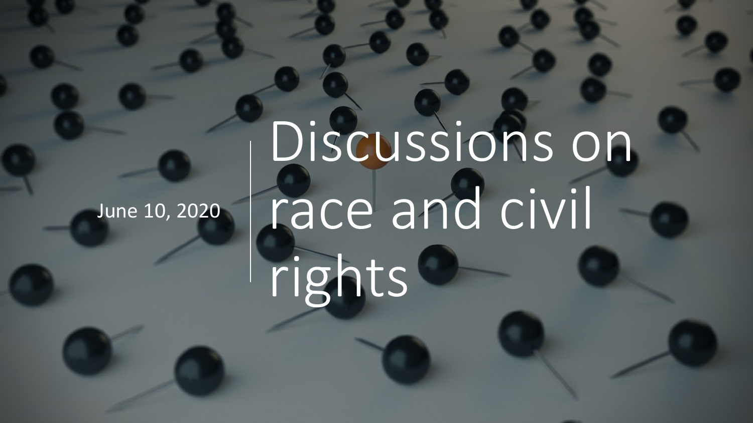# Discussions on race and civil rights

June 10, 2020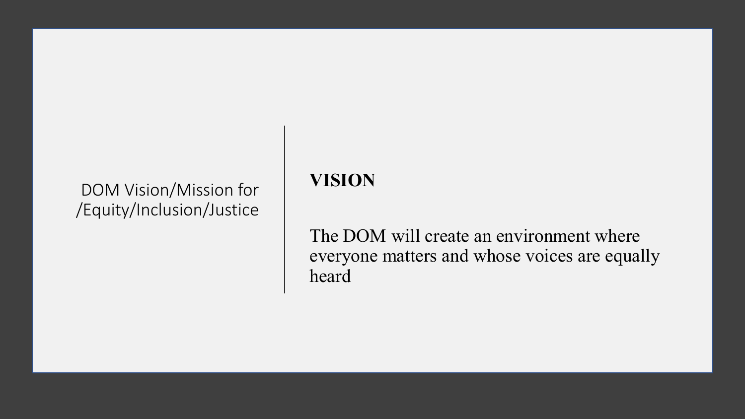DOM Vision/Mission for /Equity/Inclusion/Justice

## VISION

The DOM will create an environment where everyone matters and whose voices are equally heard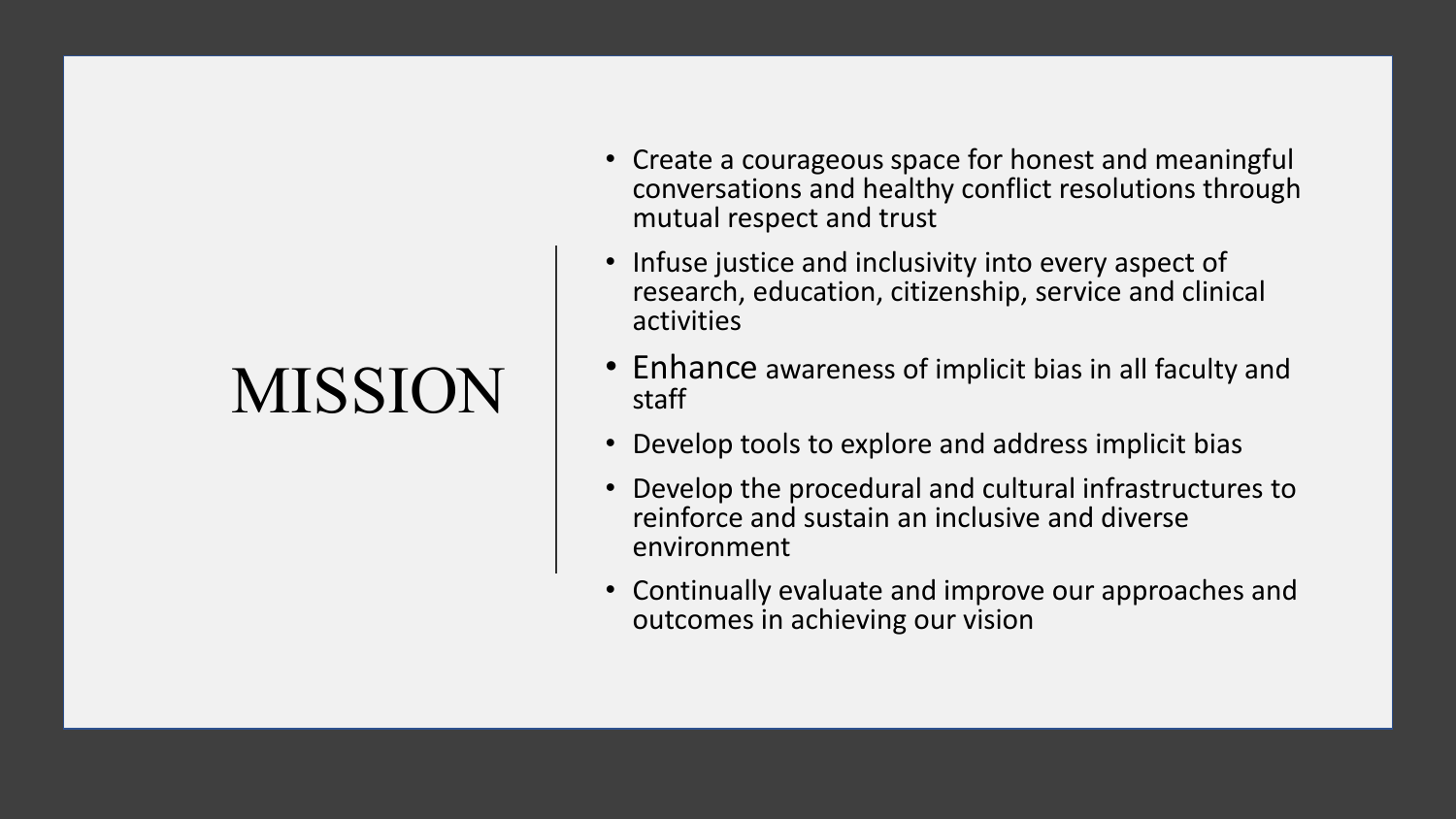# MISSION

- Create a courageous space for honest and meaningful conversations and healthy conflict resolutions through mutual respect and trust
- Infuse justice and inclusivity into every aspect of research, education, citizenship, service and clinical activities
- Enhance awareness of implicit bias in all faculty and staff
- Develop tools to explore and address implicit bias
- Develop the procedural and cultural infrastructures to reinforce and sustain an inclusive and diverse environment
- Continually evaluate and improve our approaches and outcomes in achieving our vision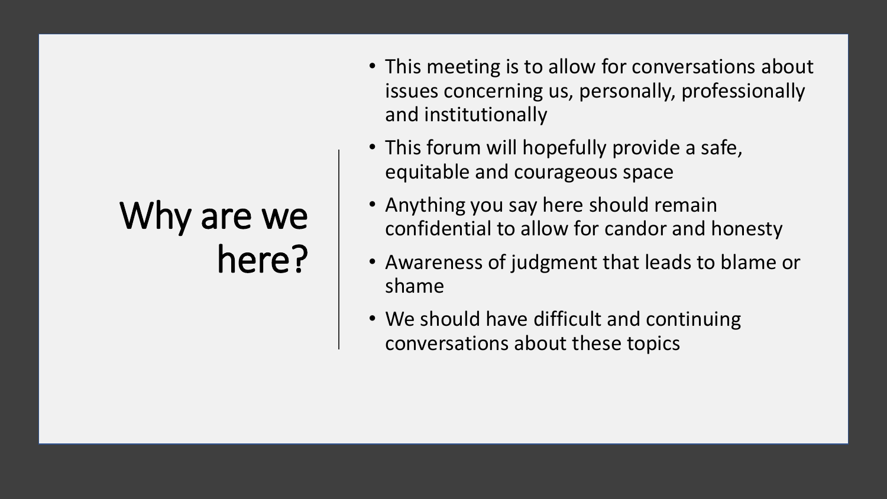# Why are we here?

- This meeting is to allow for conversations about issues concerning us, personally, professionally and institutionally
- This forum will hopefully provide a safe, equitable and courageous space
- Anything you say here should remain confidential to allow for candor and honesty
- Awareness of judgment that leads to blame or shame
- We should have difficult and continuing conversations about these topics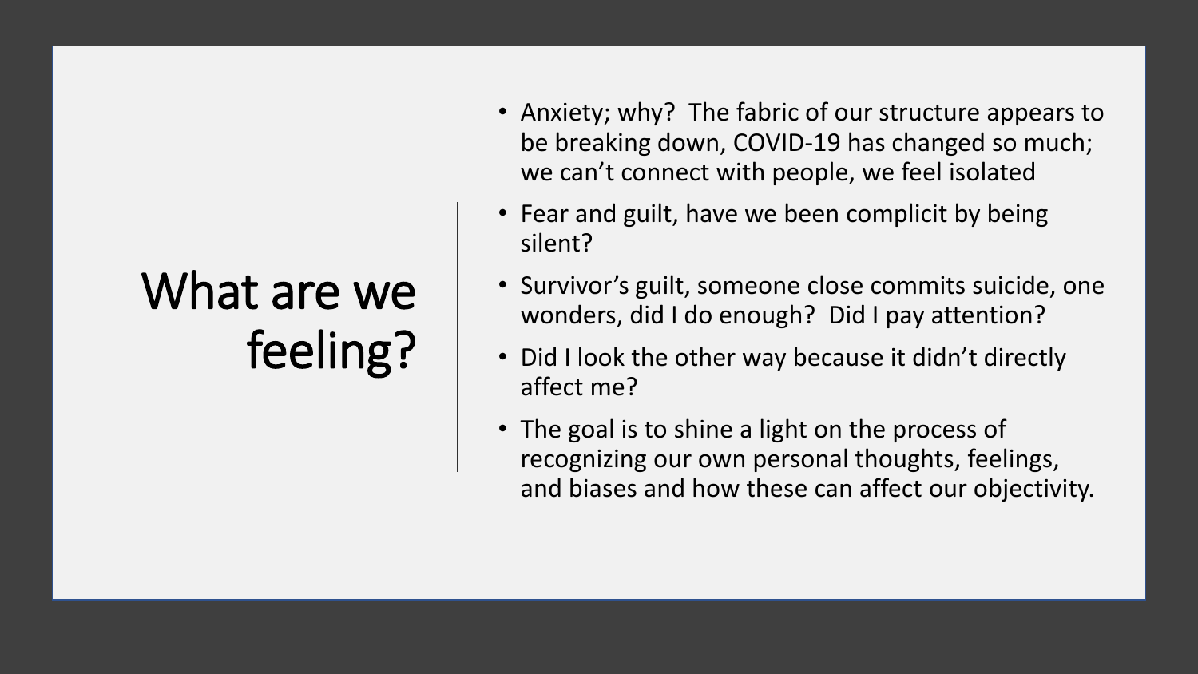# What are we feeling?

- Anxiety; why?  The fabric of our structure appears to be breaking down, COVID-19 has changed so much; we can't connect with people, we feel isolated
- Fear and guilt, have we been complicit by being silent?
- Survivor's guilt, someone close commits suicide, one wonders, did I do enough?  Did I pay attention?
- Did I look the other way because it didn't directly affect me?
- The goal is to shine a light on the process of recognizing our own personal thoughts, feelings, and biases and how these can affect our objectivity.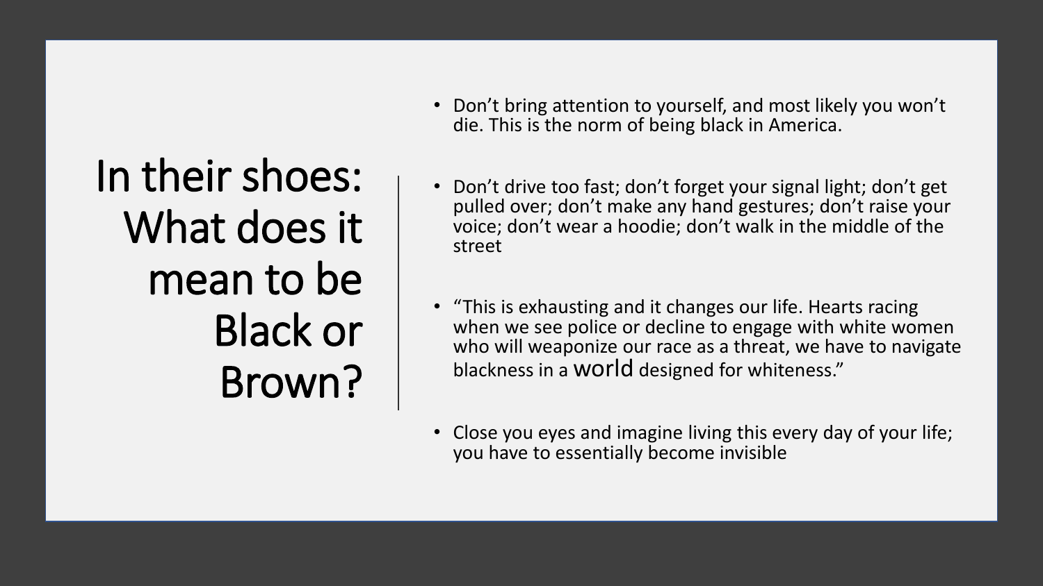# In their shoes: What does it mean to be Black or Brown?

- Don't bring attention to yourself, and most likely you won't die. This is the norm of being black in America.
- Don't drive too fast; don't forget your signal light; don't get pulled over; don't make any hand gestures; don't raise your voice; don't wear a hoodie; don't walk in the middle of the street
- "This is exhausting and it changes our life. Hearts racing when we see police or decline to engage with white women who will weaponize our race as a threat, we have to navigate blackness in a world designed for whiteness."
- Close you eyes and imagine living this every day of your life; you have to essentially become invisible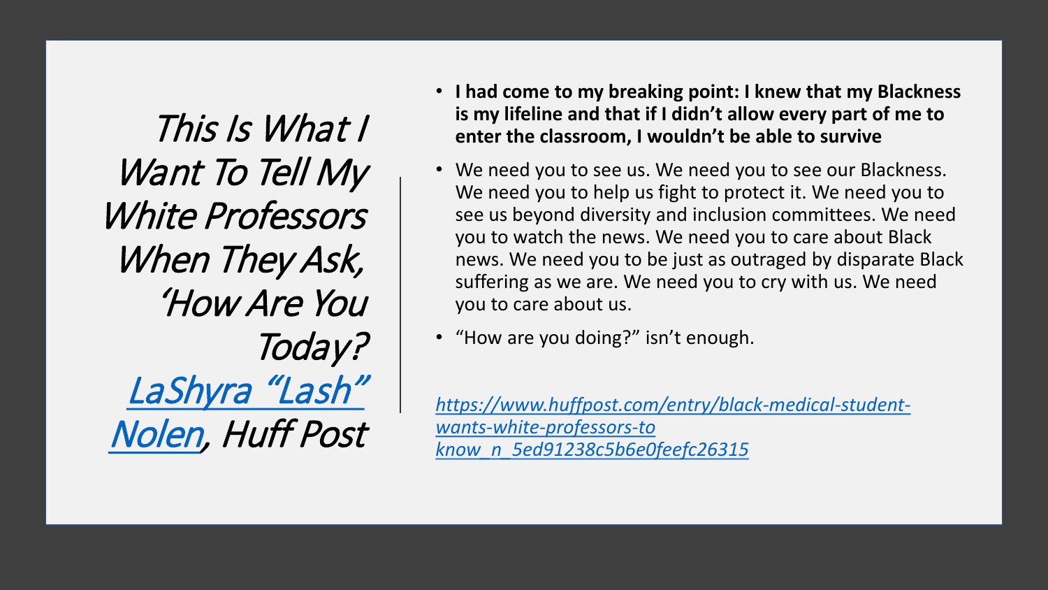# *This Is What I Want To Tell My White Professors When They Ask, 'How Are You Today?*

*LaShyra "Lash" Nolen, Huff Post*

- **I had come to my breaking point: I knew that my Blackness is my lifeline and that if I didn't allow every part of me to enter the classroom, I wouldn't be able to survive**
- We need you to see us. We need you to see our Blackness. We need you to help us fight to protect it. We need you to see us beyond diversity and inclusion committees. We need you to watch the news. We need you to care about Black news. We need you to be just as outraged by disparate Black suffering as we are. We need you to cry with us. We need you to care about us.
- "How are you doing?" isn't enough.

*https://www.huffpost.com/entry/black-medical-student-wants-white-professors-to know_n_5ed91238c5b6e0feefc26315*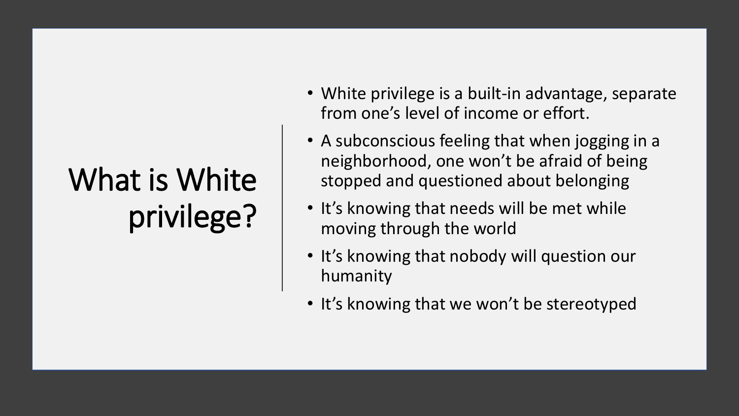# What is White privilege?

- White privilege is a built-in advantage, separate from one's level of income or effort.
- A subconscious feeling that when jogging in a neighborhood, one won't be afraid of being stopped and questioned about belonging
- It's knowing that needs will be met while moving through the world
- It's knowing that nobody will question our humanity
- It's knowing that we won't be stereotyped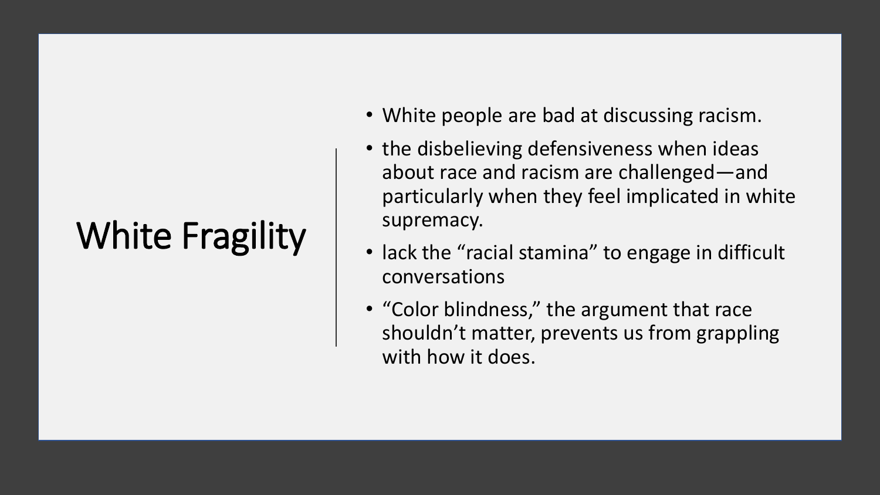# White Fragility

- White people are bad at discussing racism.
- the disbelieving defensiveness when ideas about race and racism are challenged—and particularly when they feel implicated in white supremacy.
- lack the “racial stamina” to engage in difficult conversations
- “Color blindness,” the argument that race shouldn’t matter, prevents us from grappling with how it does.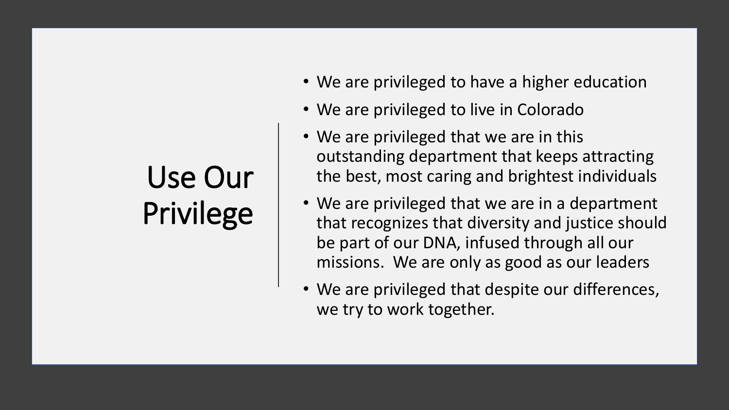# Use Our Privilege

- We are privileged to have a higher education
- We are privileged to live in Colorado
- We are privileged that we are in this outstanding department that keeps attracting the best, most caring and brightest individuals
- We are privileged that we are in a department that recognizes that diversity and justice should be part of our DNA, infused through all our missions. We are only as good as our leaders
- We are privileged that despite our differences, we try to work together.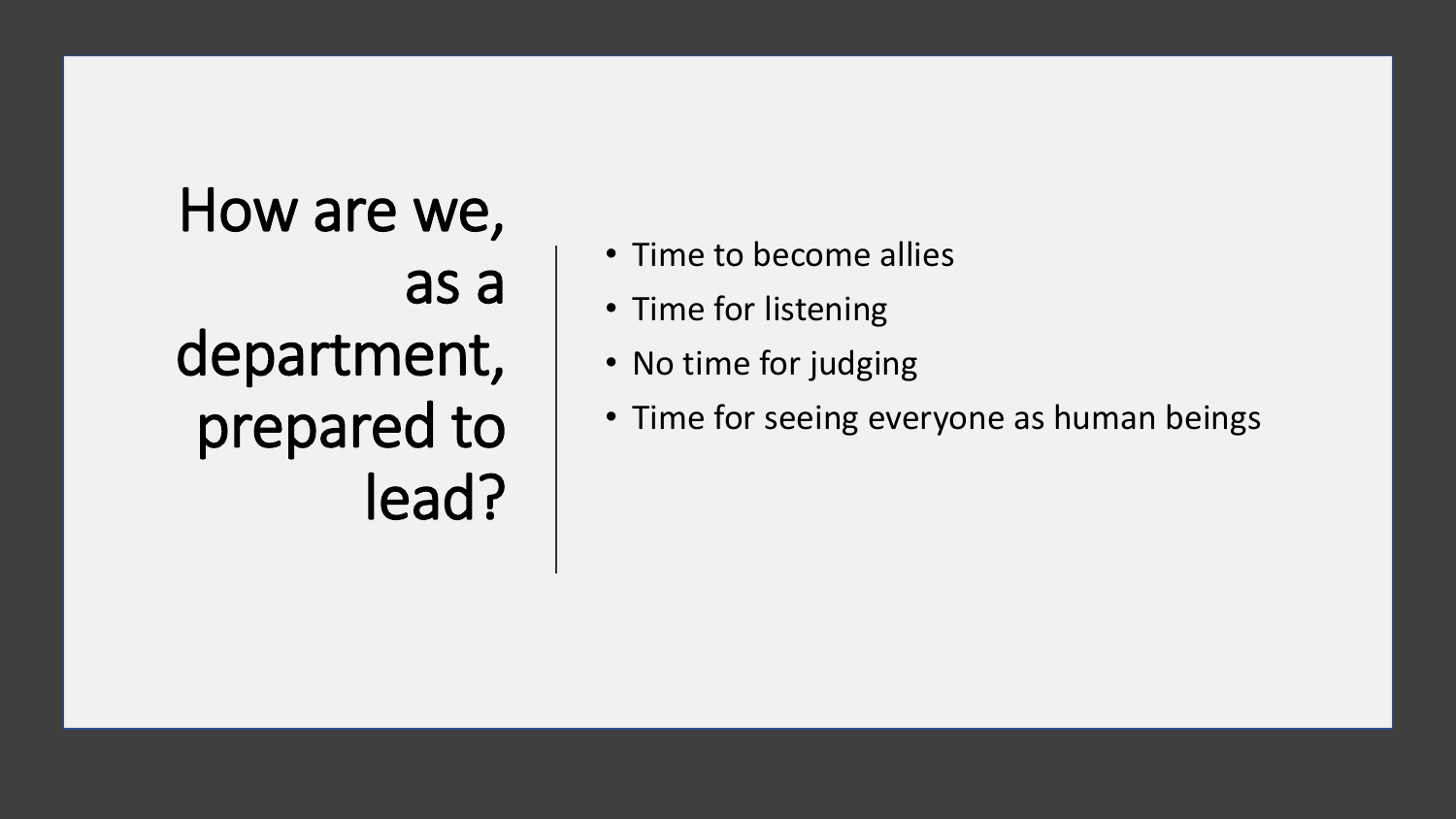# How are we, as a department, prepared to lead?

- Time to become allies
- Time for listening
- No time for judging
- Time for seeing everyone as human beings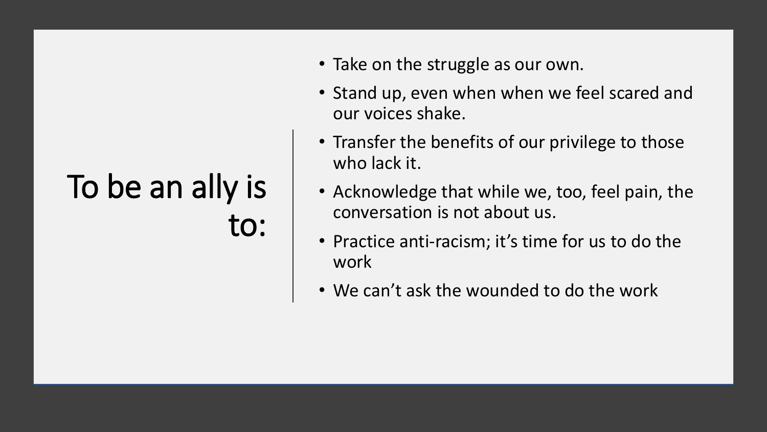# To be an ally is to:

- Take on the struggle as our own.
- Stand up, even when when we feel scared and our voices shake.
- Transfer the benefits of our privilege to those who lack it.
- Acknowledge that while we, too, feel pain, the conversation is not about us.
- Practice anti-racism; it’s time for us to do the work
- We can’t ask the wounded to do the work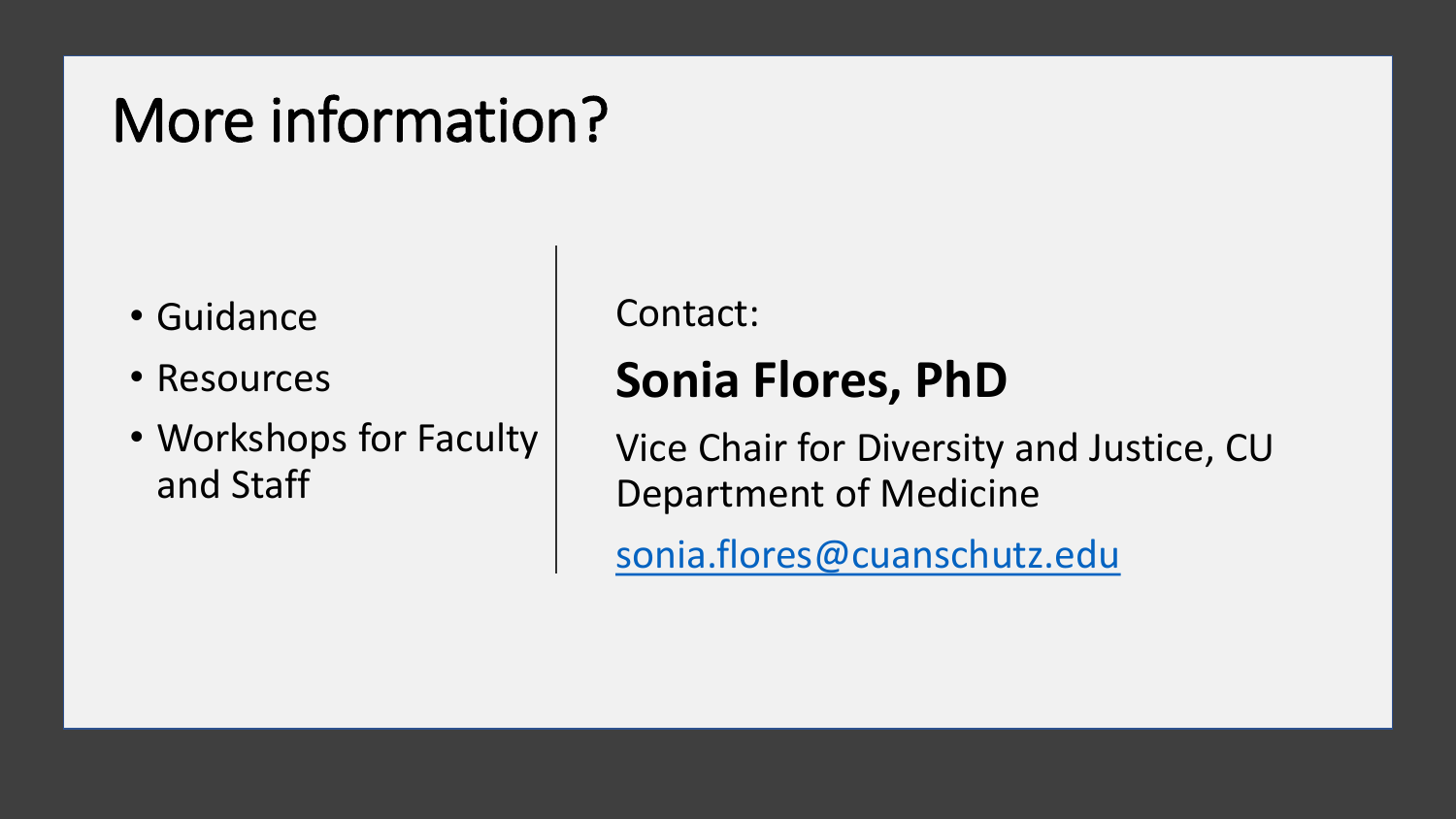# More information?

- Guidance
- Resources
- Workshops for Faculty and Staff

Contact:

**Sonia Flores, PhD**

Vice Chair for Diversity and Justice, CU Department of Medicine

sonia.flores@cuanschutz.edu